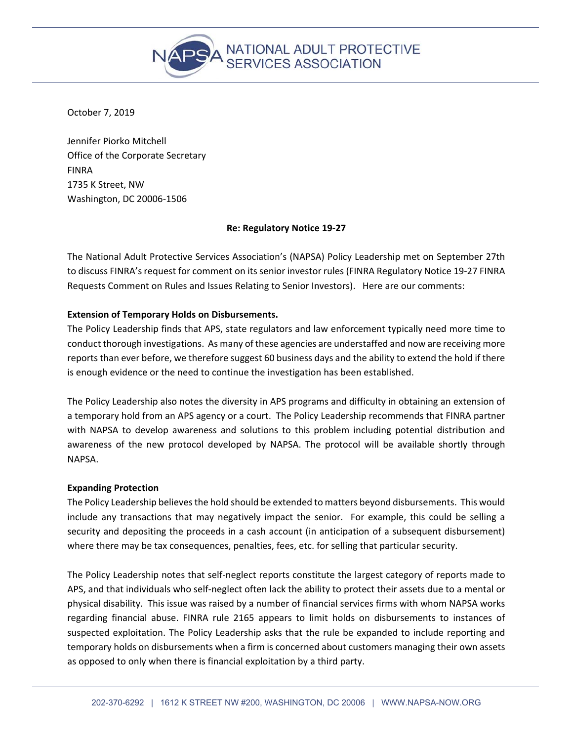NATIONAL ADULT PROTECTIVE SERVICES ASSOCIATION

October 7, 2019

Jennifer Piorko Mitchell
Office of the Corporate Secretary
FINRA
1735 K Street, NW
Washington, DC 20006-1506

**Re: Regulatory Notice 19-27**

The National Adult Protective Services Association's (NAPSA) Policy Leadership met on September 27th to discuss FINRA's request for comment on its senior investor rules (FINRA Regulatory Notice 19-27 FINRA Requests Comment on Rules and Issues Relating to Senior Investors). Here are our comments:

**Extension of Temporary Holds on Disbursements.**
The Policy Leadership finds that APS, state regulators and law enforcement typically need more time to conduct thorough investigations. As many of these agencies are understaffed and now are receiving more reports than ever before, we therefore suggest 60 business days and the ability to extend the hold if there is enough evidence or the need to continue the investigation has been established.

The Policy Leadership also notes the diversity in APS programs and difficulty in obtaining an extension of a temporary hold from an APS agency or a court. The Policy Leadership recommends that FINRA partner with NAPSA to develop awareness and solutions to this problem including potential distribution and awareness of the new protocol developed by NAPSA. The protocol will be available shortly through NAPSA.

**Expanding Protection**
The Policy Leadership believes the hold should be extended to matters beyond disbursements. This would include any transactions that may negatively impact the senior. For example, this could be selling a security and depositing the proceeds in a cash account (in anticipation of a subsequent disbursement) where there may be tax consequences, penalties, fees, etc. for selling that particular security.

The Policy Leadership notes that self-neglect reports constitute the largest category of reports made to APS, and that individuals who self-neglect often lack the ability to protect their assets due to a mental or physical disability. This issue was raised by a number of financial services firms with whom NAPSA works regarding financial abuse. FINRA rule 2165 appears to limit holds on disbursements to instances of suspected exploitation. The Policy Leadership asks that the rule be expanded to include reporting and temporary holds on disbursements when a firm is concerned about customers managing their own assets as opposed to only when there is financial exploitation by a third party.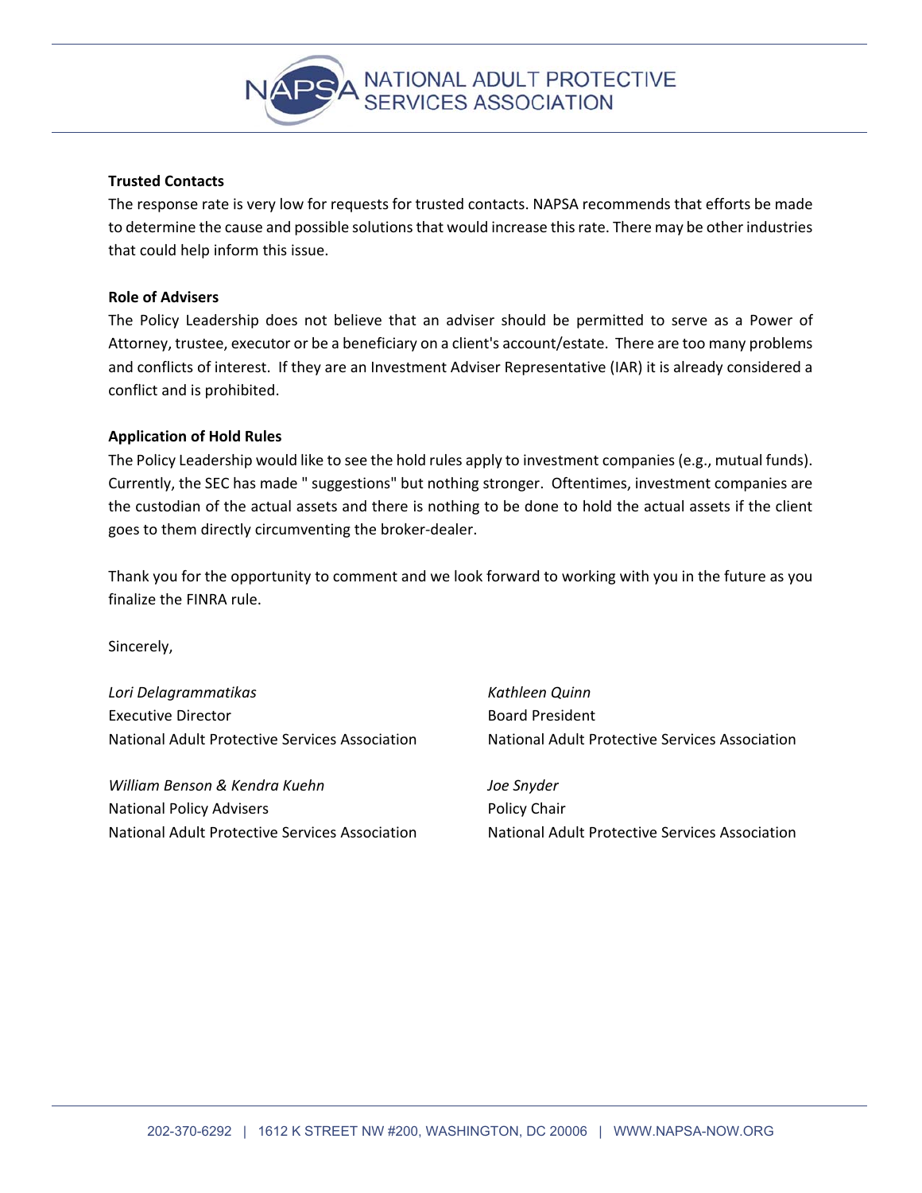**Trusted Contacts**

The response rate is very low for requests for trusted contacts. NAPSA recommends that efforts be made to determine the cause and possible solutions that would increase this rate. There may be other industries that could help inform this issue.

**Role of Advisers**

The Policy Leadership does not believe that an adviser should be permitted to serve as a Power of Attorney, trustee, executor or be a beneficiary on a client's account/estate. There are too many problems and conflicts of interest. If they are an Investment Adviser Representative (IAR) it is already considered a conflict and is prohibited.

**Application of Hold Rules**

The Policy Leadership would like to see the hold rules apply to investment companies (e.g., mutual funds). Currently, the SEC has made " suggestions" but nothing stronger. Oftentimes, investment companies are the custodian of the actual assets and there is nothing to be done to hold the actual assets if the client goes to them directly circumventing the broker-dealer.

Thank you for the opportunity to comment and we look forward to working with you in the future as you finalize the FINRA rule.

Sincerely,

*Lori Delagrammatikas*
Executive Director
National Adult Protective Services Association

*Kathleen Quinn*
Board President
National Adult Protective Services Association

*William Benson & Kendra Kuehn*
National Policy Advisers
National Adult Protective Services Association

*Joe Snyder*
Policy Chair
National Adult Protective Services Association